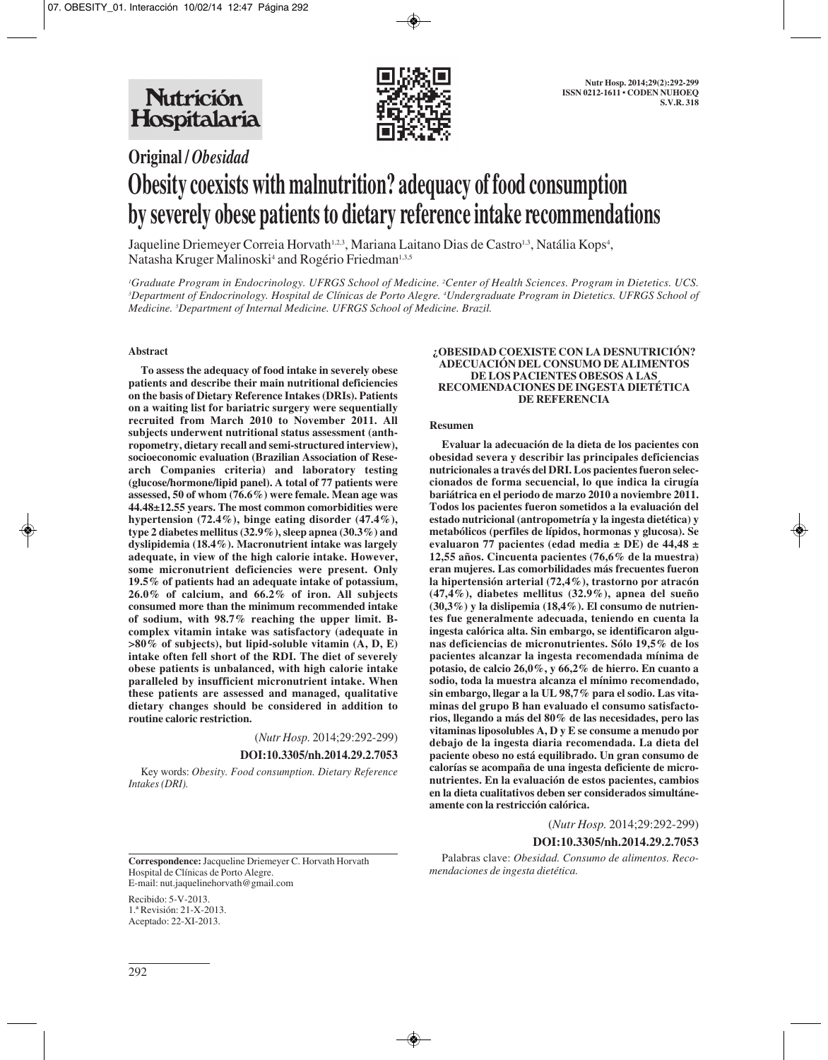**Original / *Obesidad***

# Obesity coexists with malnutrition? adequacy of food consumption by severely obese patients to dietary reference intake recommendations

Jaqueline Driemeyer Correia Horvath[1,2,3], Mariana Laitano Dias de Castro[1,3], Natália Kops[4], Natasha Kruger Malinoski[4] and Rogério Friedman[1,3,5]

[1]*Graduate Program in Endocrinology. UFRGS School of Medicine.* [2]*Center of Health Sciences. Program in Dietetics. UCS.* [3]*Department of Endocrinology. Hospital de Clínicas de Porto Alegre.* [4]*Undergraduate Program in Dietetics. UFRGS School of Medicine.* [5]*Department of Internal Medicine. UFRGS School of Medicine. Brazil.*

## Abstract

**To assess the adequacy of food intake in severely obese patients and describe their main nutritional deficiencies on the basis of Dietary Reference Intakes (DRIs). Patients on a waiting list for bariatric surgery were sequentially recruited from March 2010 to November 2011. All subjects underwent nutritional status assessment (anthropometry, dietary recall and semi-structured interview), socioeconomic evaluation (Brazilian Association of Research Companies criteria) and laboratory testing (glucose/hormone/lipid panel). A total of 77 patients were assessed, 50 of whom (76.6%) were female. Mean age was 44.48±12.55 years. The most common comorbidities were hypertension (72.4%), binge eating disorder (47.4%), type 2 diabetes mellitus (32.9%), sleep apnea (30.3%) and dyslipidemia (18.4%). Macronutrient intake was largely adequate, in view of the high calorie intake. However, some micronutrient deficiencies were present. Only 19.5% of patients had an adequate intake of potassium, 26.0% of calcium, and 66.2% of iron. All subjects consumed more than the minimum recommended intake of sodium, with 98.7% reaching the upper limit. B-complex vitamin intake was satisfactory (adequate in >80% of subjects), but lipid-soluble vitamin (A, D, E) intake often fell short of the RDI. The diet of severely obese patients is unbalanced, with high calorie intake paralleled by insufficient micronutrient intake. When these patients are assessed and managed, qualitative dietary changes should be considered in addition to routine caloric restriction.**

(*Nutr Hosp.* 2014;29:292-299)

**DOI:10.3305/nh.2014.29.2.7053**

Key words: *Obesity. Food consumption. Dietary Reference Intakes (DRI).*

### ¿OBESIDAD COEXISTE CON LA DESNUTRICIÓN? ADECUACIÓN DEL CONSUMO DE ALIMENTOS DE LOS PACIENTES OBESOS A LAS RECOMENDACIONES DE INGESTA DIETÉTICA DE REFERENCIA

## Resumen

**Evaluar la adecuación de la dieta de los pacientes con obesidad severa y describir las principales deficiencias nutricionales a través del DRI. Los pacientes fueron seleccionados de forma secuencial, lo que indica la cirugía bariátrica en el periodo de marzo 2010 a noviembre 2011. Todos los pacientes fueron sometidos a la evaluación del estado nutricional (antropometría y la ingesta dietética) y metabólicos (perfiles de lípidos, hormonas y glucosa). Se evaluaron 77 pacientes (edad media ± DE) de 44,48 ± 12,55 años. Cincuenta pacientes (76,6% de la muestra) eran mujeres. Las comorbilidades más frecuentes fueron la hipertensión arterial (72,4%), trastorno por atracón (47,4%), diabetes mellitus (32.9%), apnea del sueño (30,3%) y la dislipemia (18,4%). El consumo de nutrientes fue generalmente adecuada, teniendo en cuenta la ingesta calórica alta. Sin embargo, se identificaron algunas deficiencias de micronutrientes. Sólo 19,5% de los pacientes alcanzar la ingesta recomendada mínima de potasio, de calcio 26,0%, y 66,2% de hierro. En cuanto a sodio, toda la muestra alcanza el mínimo recomendado, sin embargo, llegar a la UL 98,7% para el sodio. Las vitaminas del grupo B han evaluado el consumo satisfactorios, llegando a más del 80% de las necesidades, pero las vitaminas liposolubles A, D y E se consume a menudo por debajo de la ingesta diaria recomendada. La dieta del paciente obeso no está equilibrado. Un gran consumo de calorías se acompaña de una ingesta deficiente de micronutrientes. En la evaluación de estos pacientes, cambios en la dieta cualitativos deben ser considerados simultáneamente con la restricción calórica.**

(*Nutr Hosp.* 2014;29:292-299)

**DOI:10.3305/nh.2014.29.2.7053**

Palabras clave: *Obesidad. Consumo de alimentos. Recomendaciones de ingesta dietética.*

---

**Correspondence:** Jacqueline Driemeyer C. Horvath Horvath
Hospital de Clínicas de Porto Alegre.
E-mail: nut.jaquelinehorvath@gmail.com

Recibido: 5-V-2013.
1.ª Revisión: 21-X-2013.
Aceptado: 22-XI-2013.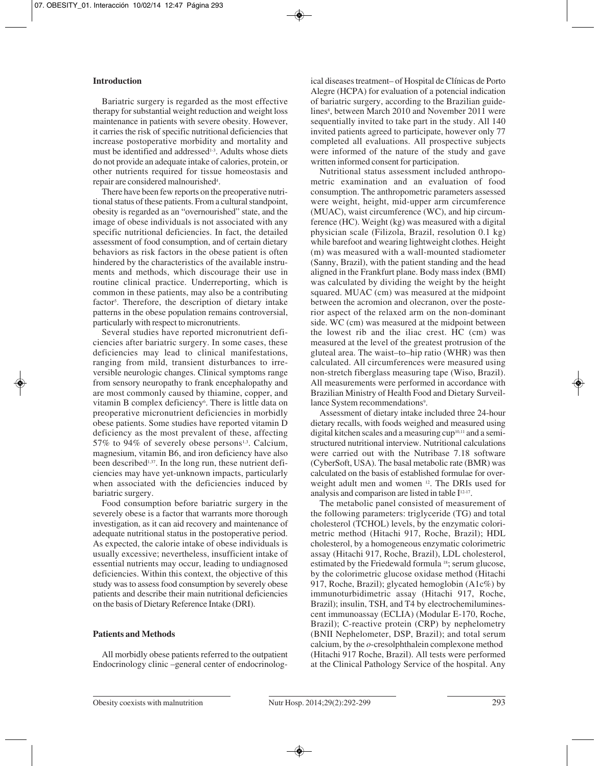## Introduction

Bariatric surgery is regarded as the most effective therapy for substantial weight reduction and weight loss maintenance in patients with severe obesity. However, it carries the risk of specific nutritional deficiencies that increase postoperative morbidity and mortality and must be identified and addressed[1-3]. Adults whose diets do not provide an adequate intake of calories, protein, or other nutrients required for tissue homeostasis and repair are considered malnourished[4].

There have been few reports on the preoperative nutritional status of these patients. From a cultural standpoint, obesity is regarded as an "overnourished" state, and the image of obese individuals is not associated with any specific nutritional deficiencies. In fact, the detailed assessment of food consumption, and of certain dietary behaviors as risk factors in the obese patient is often hindered by the characteristics of the available instruments and methods, which discourage their use in routine clinical practice. Underreporting, which is common in these patients, may also be a contributing factor[5]. Therefore, the description of dietary intake patterns in the obese population remains controversial, particularly with respect to micronutrients.

Several studies have reported micronutrient deficiencies after bariatric surgery. In some cases, these deficiencies may lead to clinical manifestations, ranging from mild, transient disturbances to irreversible neurologic changes. Clinical symptoms range from sensory neuropathy to frank encephalopathy and are most commonly caused by thiamine, copper, and vitamin B complex deficiency[6]. There is little data on preoperative micronutrient deficiencies in morbidly obese patients. Some studies have reported vitamin D deficiency as the most prevalent of these, affecting 57% to 94% of severely obese persons[1,3]. Calcium, magnesium, vitamin B6, and iron deficiency have also been described[1,37]. In the long run, these nutrient deficiencies may have yet-unknown impacts, particularly when associated with the deficiencies induced by bariatric surgery.

Food consumption before bariatric surgery in the severely obese is a factor that warrants more thorough investigation, as it can aid recovery and maintenance of adequate nutritional status in the postoperative period. As expected, the calorie intake of obese individuals is usually excessive; nevertheless, insufficient intake of essential nutrients may occur, leading to undiagnosed deficiencies. Within this context, the objective of this study was to assess food consumption by severely obese patients and describe their main nutritional deficiencies on the basis of Dietary Reference Intake (DRI).

## Patients and Methods

All morbidly obese patients referred to the outpatient Endocrinology clinic –general center of endocrinological diseases treatment– of Hospital de Clínicas de Porto Alegre (HCPA) for evaluation of a potencial indication of bariatric surgery, according to the Brazilian guidelines[8], between March 2010 and November 2011 were sequentially invited to take part in the study. All 140 invited patients agreed to participate, however only 77 completed all evaluations. All prospective subjects were informed of the nature of the study and gave written informed consent for participation.

Nutritional status assessment included anthropometric examination and an evaluation of food consumption. The anthropometric parameters assessed were weight, height, mid-upper arm circumference (MUAC), waist circumference (WC), and hip circumference (HC). Weight (kg) was measured with a digital physician scale (Filizola, Brazil, resolution 0.1 kg) while barefoot and wearing lightweight clothes. Height (m) was measured with a wall-mounted stadiometer (Sanny, Brazil), with the patient standing and the head aligned in the Frankfurt plane. Body mass index (BMI) was calculated by dividing the weight by the height squared. MUAC (cm) was measured at the midpoint between the acromion and olecranon, over the posterior aspect of the relaxed arm on the non-dominant side. WC (cm) was measured at the midpoint between the lowest rib and the iliac crest. HC (cm) was measured at the level of the greatest protrusion of the gluteal area. The waist–to–hip ratio (WHR) was then calculated. All circumferences were measured using non-stretch fiberglass measuring tape (Wiso, Brazil). All measurements were performed in accordance with Brazilian Ministry of Health Food and Dietary Surveillance System recommendations[9].

Assessment of dietary intake included three 24-hour dietary recalls, with foods weighed and measured using digital kitchen scales and a measuring cup[10,11] and a semistructured nutritional interview. Nutritional calculations were carried out with the Nutribase 7.18 software (CyberSoft, USA). The basal metabolic rate (BMR) was calculated on the basis of established formulae for overweight adult men and women [12]. The DRIs used for analysis and comparison are listed in table I[12-17].

The metabolic panel consisted of measurement of the following parameters: triglyceride (TG) and total cholesterol (TCHOL) levels, by the enzymatic colorimetric method (Hitachi 917, Roche, Brazil); HDL cholesterol, by a homogeneous enzymatic colorimetric assay (Hitachi 917, Roche, Brazil), LDL cholesterol, estimated by the Friedewald formula [18]; serum glucose, by the colorimetric glucose oxidase method (Hitachi 917, Roche, Brazil); glycated hemoglobin (A1c%) by immunoturbidimetric assay (Hitachi 917, Roche, Brazil); insulin, TSH, and T4 by electrochemiluminescent immunoassay (ECLIA) (Modular E-170, Roche, Brazil); C-reactive protein (CRP) by nephelometry (BNII Nephelometer, DSP, Brazil); and total serum calcium, by the *o*-cresolphthalein complexone method (Hitachi 917 Roche, Brazil). All tests were performed at the Clinical Pathology Service of the hospital. Any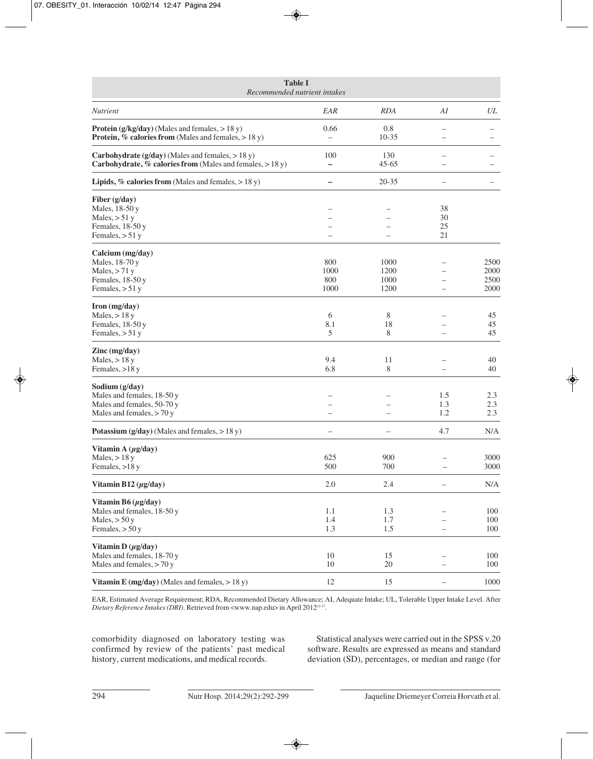**Table I**
*Recommended nutrient intakes*

| *Nutrient* | *EAR* | *RDA* | *AI* | *UL* |
|---|---|---|---|---|
| **Protein (g/kg/day)** (Males and females, > 18 y) | 0.66 | 0.8 | – | – |
| **Protein, % calories from** (Males and females, > 18 y) | – | 10-35 | – | – |
| **Carbohydrate (g/day)** (Males and females, > 18 y) | 100 | 130 | – | – |
| **Carbohydrate, % calories from** (Males and females, > 18 y) | – | 45-65 | – | – |
| **Lipids, % calories from** (Males and females, > 18 y) | – | 20-35 | – | – |
| **Fiber (g/day)** | | | | |
| Males, 18-50 y | – | – | 38 | |
| Males, > 51 y | – | – | 30 | |
| Females, 18-50 y | – | – | 25 | |
| Females, > 51 y | – | – | 21 | |
| **Calcium (mg/day)** | | | | |
| Males, 18-70 y | 800 | 1000 | – | 2500 |
| Males, > 71 y | 1000 | 1200 | – | 2000 |
| Females, 18-50 y | 800 | 1000 | – | 2500 |
| Females, > 51 y | 1000 | 1200 | – | 2000 |
| **Iron (mg/day)** | | | | |
| Males, > 18 y | 6 | 8 | – | 45 |
| Females, 18-50 y | 8.1 | 18 | – | 45 |
| Females, > 51 y | 5 | 8 | – | 45 |
| **Zinc (mg/day)** | | | | |
| Males, > 18 y | 9.4 | 11 | – | 40 |
| Females, >18 y | 6.8 | 8 | – | 40 |
| **Sodium (g/day)** | | | | |
| Males and females, 18-50 y | – | – | 1.5 | 2.3 |
| Males and females, 50-70 y | – | – | 1.3 | 2.3 |
| Males and females, > 70 y | – | – | 1.2 | 2.3 |
| **Potassium (g/day)** (Males and females, > 18 y) | – | – | 4.7 | N/A |
| **Vitamin A ($\mu$g/day)** | | | | |
| Males, > 18 y | 625 | 900 | – | 3000 |
| Females, >18 y | 500 | 700 | – | 3000 |
| **Vitamin B12 ($\mu$g/day)** | 2.0 | 2.4 | – | N/A |
| **Vitamin B6 ($\mu$g/day)** | | | | |
| Males and females, 18-50 y | 1.1 | 1.3 | – | 100 |
| Males, > 50 y | 1.4 | 1.7 | – | 100 |
| Females, > 50 y | 1.3 | 1.5 | – | 100 |
| **Vitamin D ($\mu$g/day)** | | | | |
| Males and females, 18-70 y | 10 | 15 | – | 100 |
| Males and females, > 70 y | 10 | 20 | – | 100 |
| **Vitamin E (mg/day)** (Males and females, > 18 y) | 12 | 15 | – | 1000 |

EAR, Estimated Average Requirement; RDA, Recommended Dietary Allowance; AI, Adequate Intake; UL, Tolerable Upper Intake Level. After *Dietary Reference Intakes (DRI)*. Retrieved from <www.nap.edu> in April 2012[12-17].

comorbidity diagnosed on laboratory testing was confirmed by review of the patients' past medical history, current medications, and medical records.

Statistical analyses were carried out in the SPSS v.20 software. Results are expressed as means and standard deviation (SD), percentages, or median and range (for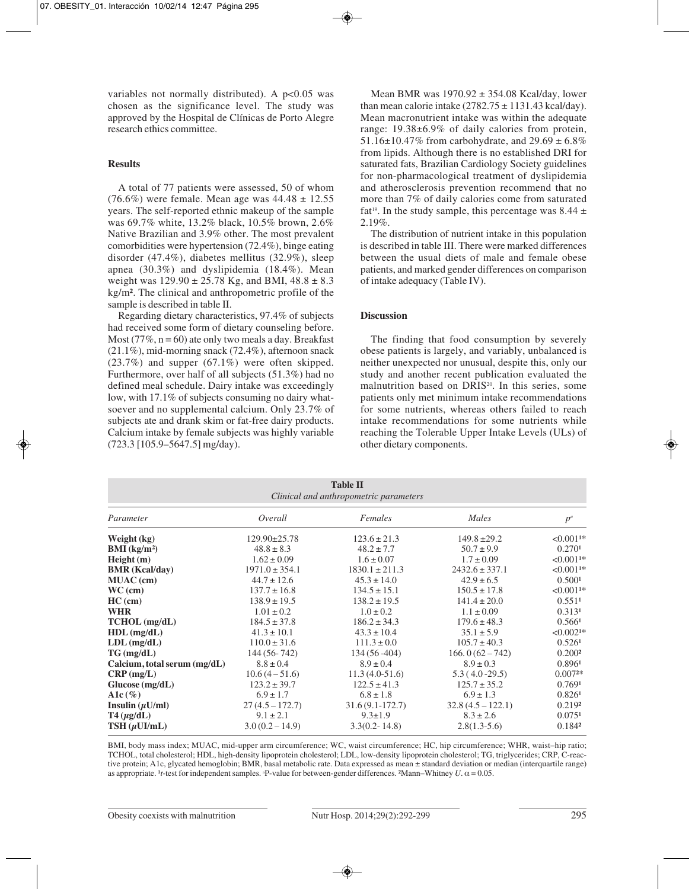variables not normally distributed). A $p<0.05$ was chosen as the significance level. The study was approved by the Hospital de Clínicas de Porto Alegre research ethics committee.

## Results

A total of 77 patients were assessed, 50 of whom (76.6%) were female. Mean age was $44.48 \pm 12.55$ years. The self-reported ethnic makeup of the sample was 69.7% white, 13.2% black, 10.5% brown, 2.6% Native Brazilian and 3.9% other. The most prevalent comorbidities were hypertension (72.4%), binge eating disorder (47.4%), diabetes mellitus (32.9%), sleep apnea (30.3%) and dyslipidemia (18.4%). Mean weight was $129.90 \pm 25.78$ Kg, and BMI, $48.8 \pm 8.3$ kg/m². The clinical and anthropometric profile of the sample is described in table II.

Regarding dietary characteristics, 97.4% of subjects had received some form of dietary counseling before. Most (77%, n = 60) ate only two meals a day. Breakfast (21.1%), mid-morning snack (72.4%), afternoon snack (23.7%) and supper (67.1%) were often skipped. Furthermore, over half of all subjects (51.3%) had no defined meal schedule. Dairy intake was exceedingly low, with 17.1% of subjects consuming no dairy whatsoever and no supplemental calcium. Only 23.7% of subjects ate and drank skim or fat-free dairy products. Calcium intake by female subjects was highly variable (723.3 [105.9–5647.5] mg/day).

Mean BMR was $1970.92 \pm 354.08$ Kcal/day, lower than mean calorie intake ($2782.75 \pm 1131.43$ kcal/day). Mean macronutrient intake was within the adequate range: 19.38±6.9% of daily calories from protein, 51.16±10.47% from carbohydrate, and $29.69 \pm 6.8$% from lipids. Although there is no established DRI for saturated fats, Brazilian Cardiology Society guidelines for non-pharmacological treatment of dyslipidemia and atherosclerosis prevention recommend that no more than 7% of daily calories come from saturated fat[19]. In the study sample, this percentage was $8.44 \pm 2.19$%.

The distribution of nutrient intake in this population is described in table III. There were marked differences between the usual diets of male and female obese patients, and marked gender differences on comparison of intake adequacy (Table IV).

## Discussion

The finding that food consumption by severely obese patients is largely, and variably, unbalanced is neither unexpected nor unusual, despite this, only our study and another recent publication evaluated the malnutrition based on DRIS[20]. In this series, some patients only met minimum intake recommendations for some nutrients, whereas others failed to reach intake recommendations for some nutrients while reaching the Tolerable Upper Intake Levels (ULs) of other dietary components.

**Table II**
*Clinical and anthropometric parameters*

| Parameter | Overall | Females | Males | $p^a$ |
|---|---|---|---|---|
| **Weight (kg)** | 129.90±25.78 | 123.6 ± 21.3 | 149.8 ±29.2 | <0.001¹* |
| **BMI (kg/m²)** | 48.8 ± 8.3 | 48.2 ± 7.7 | 50.7 ± 9.9 | 0.270¹ |
| **Height (m)** | 1.62 ± 0.09 | 1.6 ± 0.07 | 1.7 ± 0.09 | <0.001¹* |
| **BMR (Kcal/day)** | 1971.0 ± 354.1 | 1830.1 ± 211.3 | 2432.6 ± 337.1 | <0.001¹* |
| **MUAC (cm)** | 44.7 ± 12.6 | 45.3 ± 14.0 | 42.9 ± 6.5 | 0.500¹ |
| **WC (cm)** | 137.7 ± 16.8 | 134.5 ± 15.1 | 150.5 ± 17.8 | <0.001¹* |
| **HC (cm)** | 138.9 ± 19.5 | 138.2 ± 19.5 | 141.4 ± 20.0 | 0.551¹ |
| **WHR** | 1.01 ± 0.2 | 1.0 ± 0.2 | 1.1 ± 0.09 | 0.313¹ |
| **TCHOL (mg/dL)** | 184.5 ± 37.8 | 186.2 ± 34.3 | 179.6 ± 48.3 | 0.566¹ |
| **HDL (mg/dL)** | 41.3 ± 10.1 | 43.3 ± 10.4 | 35.1 ± 5.9 | <0.002¹* |
| **LDL (mg/dL)** | 110.0 ± 31.6 | 111.3 ± 0.0 | 105.7 ± 40.3 | 0.526¹ |
| **TG (mg/dL)** | 144 (56- 742) | 134 (56 -404) | 166. 0 (62 – 742) | 0.200² |
| **Calcium, total serum (mg/dL)** | 8.8 ± 0.4 | 8.9 ± 0.4 | 8.9 ± 0.3 | 0.896¹ |
| **CRP (mg/L)** | 10.6 (4 – 51.6) | 11.3 (4.0-51.6) | 5.3 ( 4.0 -29.5) | 0.007²* |
| **Glucose (mg/dL)** | 123.2 ± 39.7 | 122.5 ± 41.3 | 125.7 ± 35.2 | 0.769¹ |
| **A1c (%)** | 6.9 ± 1.7 | 6.8 ± 1.8 | 6.9 ± 1.3 | 0.826¹ |
| **Insulin (μU/ml)** | 27 (4.5 – 172.7) | 31.6 (9.1-172.7) | 32.8 (4.5 – 122.1) | 0.219² |
| **T4 (μg/dL)** | 9.1 ± 2.1 | 9.3±1.9 | 8.3 ± 2.6 | 0.075¹ |
| **TSH (μUI/mL)** | 3.0 (0.2 – 14.9) | 3.3(0.2- 14.8) | 2.8(1.3-5.6) | 0.184² |

BMI, body mass index; MUAC, mid-upper arm circumference; WC, waist circumference; HC, hip circumference; WHR, waist–hip ratio; TCHOL, total cholesterol; HDL, high-density lipoprotein cholesterol; LDL, low-density lipoprotein cholesterol; TG, triglycerides; CRP, C-reactive protein; A1c, glycated hemoglobin; BMR, basal metabolic rate. Data expressed as mean ± standard deviation or median (interquartile range) as appropriate. ¹*t*-test for independent samples. ᵃP-value for between-gender differences. ²Mann–Whitney *U*. $\alpha = 0.05$.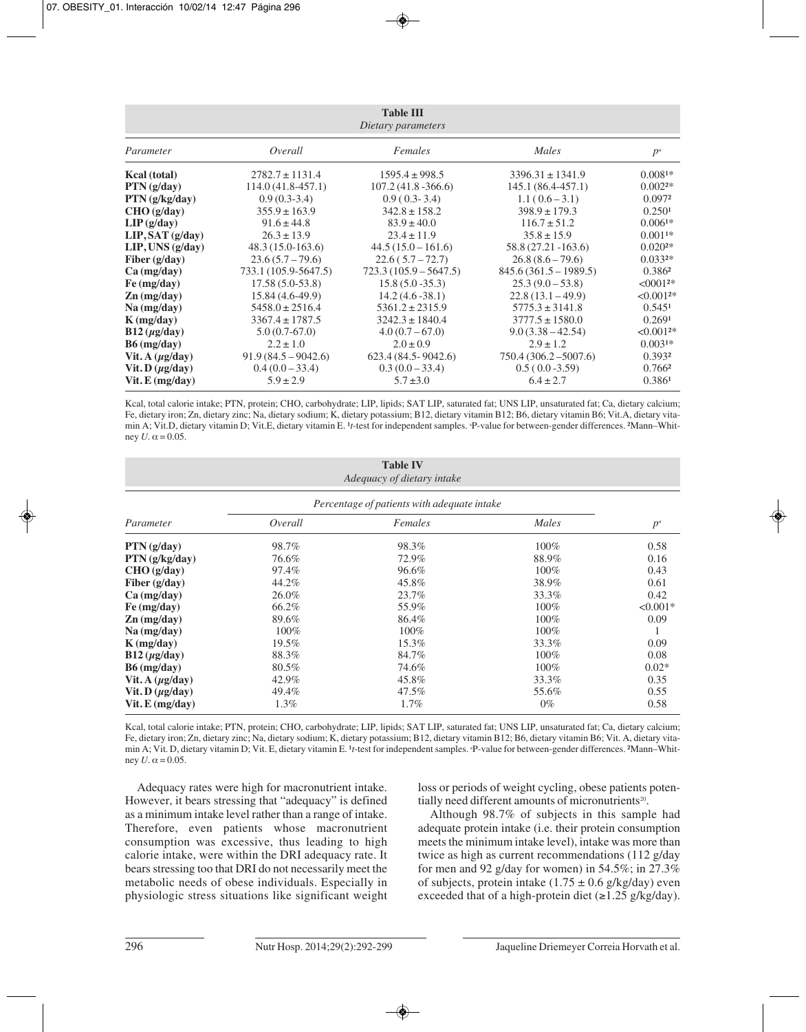**Table III**
*Dietary parameters*

| *Parameter* | *Overall* | *Females* | *Males* | $p^a$ |
|---|---|---|---|---|
| **Kcal (total)** | 2782.7 ± 1131.4 | 1595.4 ± 998.5 | 3396.31 ± 1341.9 | 0.008[1]* |
| **PTN (g/day)** | 114.0 (41.8-457.1) | 107.2 (41.8 -366.6) | 145.1 (86.4-457.1) | 0.002[2]* |
| **PTN (g/kg/day)** | 0.9 (0.3-3.4) | 0.9 ( 0.3- 3.4) | 1.1 ( 0.6 – 3.1) | 0.097[2] |
| **CHO (g/day)** | 355.9 ± 163.9 | 342.8 ± 158.2 | 398.9 ± 179.3 | 0.250[1] |
| **LIP (g/day)** | 91.6 ± 44.8 | 83.9 ± 40.0 | 116.7 ± 51.2 | 0.006[1]* |
| **LIP, SAT (g/day)** | 26.3 ± 13.9 | 23.4 ± 11.9 | 35.8 ± 15.9 | 0.001[1]* |
| **LIP, UNS (g/day)** | 48.3 (15.0-163.6) | 44.5 (15.0 – 161.6) | 58.8 (27.21 -163.6) | 0.020[2]* |
| **Fiber (g/day)** | 23.6 (5.7 – 79.6) | 22.6 ( 5.7 – 72.7) | 26.8 (8.6 – 79.6) | 0.033[2]* |
| **Ca (mg/day)** | 733.1 (105.9-5647.5) | 723.3 (105.9 – 5647.5) | 845.6 (361.5 – 1989.5) | 0.386[2] |
| **Fe (mg/day)** | 17.58 (5.0-53.8) | 15.8 (5.0 -35.3) | 25.3 (9.0 – 53.8) | <0001[2]* |
| **Zn (mg/day)** | 15.84 (4.6-49.9) | 14.2 (4.6 -38.1) | 22.8 (13.1 – 49.9) | <0.001[2]* |
| **Na (mg/day)** | 5458.0 ± 2516.4 | 5361.2 ± 2315.9 | 5775.3 ± 3141.8 | 0.545[1] |
| **K (mg/day)** | 3367.4 ± 1787.5 | 3242.3 ± 1840.4 | 3777.5 ± 1580.0 | 0.269[1] |
| **B12 (μg/day)** | 5.0 (0.7-67.0) | 4.0 (0.7 – 67.0) | 9.0 (3.38 – 42.54) | <0.001[2]* |
| **B6 (mg/day)** | 2.2 ± 1.0 | 2.0 ± 0.9 | 2.9 ± 1.2 | 0.003[1]* |
| **Vit. A (μg/day)** | 91.9 (84.5 – 9042.6) | 623.4 (84.5- 9042.6) | 750.4 (306.2 –5007.6) | 0.393[2] |
| **Vit. D (μg/day)** | 0.4 (0.0 – 33.4) | 0.3 (0.0 – 33.4) | 0.5 ( 0.0 -3.59) | 0.766[2] |
| **Vit. E (mg/day)** | 5.9 ± 2.9 | 5.7 ± 3.0 | 6.4 ± 2.7 | 0.386[1] |

Kcal, total calorie intake; PTN, protein; CHO, carbohydrate; LIP, lipids; SAT LIP, saturated fat; UNS LIP, unsaturated fat; Ca, dietary calcium; Fe, dietary iron; Zn, dietary zinc; Na, dietary sodium; K, dietary potassium; B12, dietary vitamin B12; B6, dietary vitamin B6; Vit.A, dietary vitamin A; Vit.D, dietary vitamin D; Vit.E, dietary vitamin E. [1]*t*-test for independent samples. [a]P-value for between-gender differences. [2]Mann–Whitney *U*. α = 0.05.

**Table IV**
*Adequacy of dietary intake*

| | *Percentage of patients with adequate intake* | | | |
|---|---|---|---|---|
| *Parameter* | *Overall* | *Females* | *Males* | $p^a$ |
| **PTN (g/day)** | 98.7% | 98.3% | 100% | 0.58 |
| **PTN (g/kg/day)** | 76.6% | 72.9% | 88.9% | 0.16 |
| **CHO (g/day)** | 97.4% | 96.6% | 100% | 0.43 |
| **Fiber (g/day)** | 44.2% | 45.8% | 38.9% | 0.61 |
| **Ca (mg/day)** | 26.0% | 23.7% | 33.3% | 0.42 |
| **Fe (mg/day)** | 66.2% | 55.9% | 100% | <0.001* |
| **Zn (mg/day)** | 89.6% | 86.4% | 100% | 0.09 |
| **Na (mg/day)** | 100% | 100% | 100% | 1 |
| **K (mg/day)** | 19.5% | 15.3% | 33.3% | 0.09 |
| **B12 (μg/day)** | 88.3% | 84.7% | 100% | 0.08 |
| **B6 (mg/day)** | 80.5% | 74.6% | 100% | 0.02* |
| **Vit. A (μg/day)** | 42.9% | 45.8% | 33.3% | 0.35 |
| **Vit. D (μg/day)** | 49.4% | 47.5% | 55.6% | 0.55 |
| **Vit. E (mg/day)** | 1.3% | 1.7% | 0% | 0.58 |

Kcal, total calorie intake; PTN, protein; CHO, carbohydrate; LIP, lipids; SAT LIP, saturated fat; UNS LIP, unsaturated fat; Ca, dietary calcium; Fe, dietary iron; Zn, dietary zinc; Na, dietary sodium; K, dietary potassium; B12, dietary vitamin B12; B6, dietary vitamin B6; Vit. A, dietary vitamin A; Vit. D, dietary vitamin D; Vit. E, dietary vitamin E. [1]*t*-test for independent samples. [a]P-value for between-gender differences. [2]Mann–Whitney *U*. α = 0.05.

Adequacy rates were high for macronutrient intake. However, it bears stressing that "adequacy" is defined as a minimum intake level rather than a range of intake. Therefore, even patients whose macronutrient consumption was excessive, thus leading to high calorie intake, were within the DRI adequacy rate. It bears stressing too that DRI do not necessarily meet the metabolic needs of obese individuals. Especially in physiologic stress situations like significant weight loss or periods of weight cycling, obese patients potentially need different amounts of micronutrients[20].

Although 98.7% of subjects in this sample had adequate protein intake (i.e. their protein consumption meets the minimum intake level), intake was more than twice as high as current recommendations (112 g/day for men and 92 g/day for women) in 54.5%; in 27.3% of subjects, protein intake (1.75 ± 0.6 g/kg/day) even exceeded that of a high-protein diet (≥1.25 g/kg/day).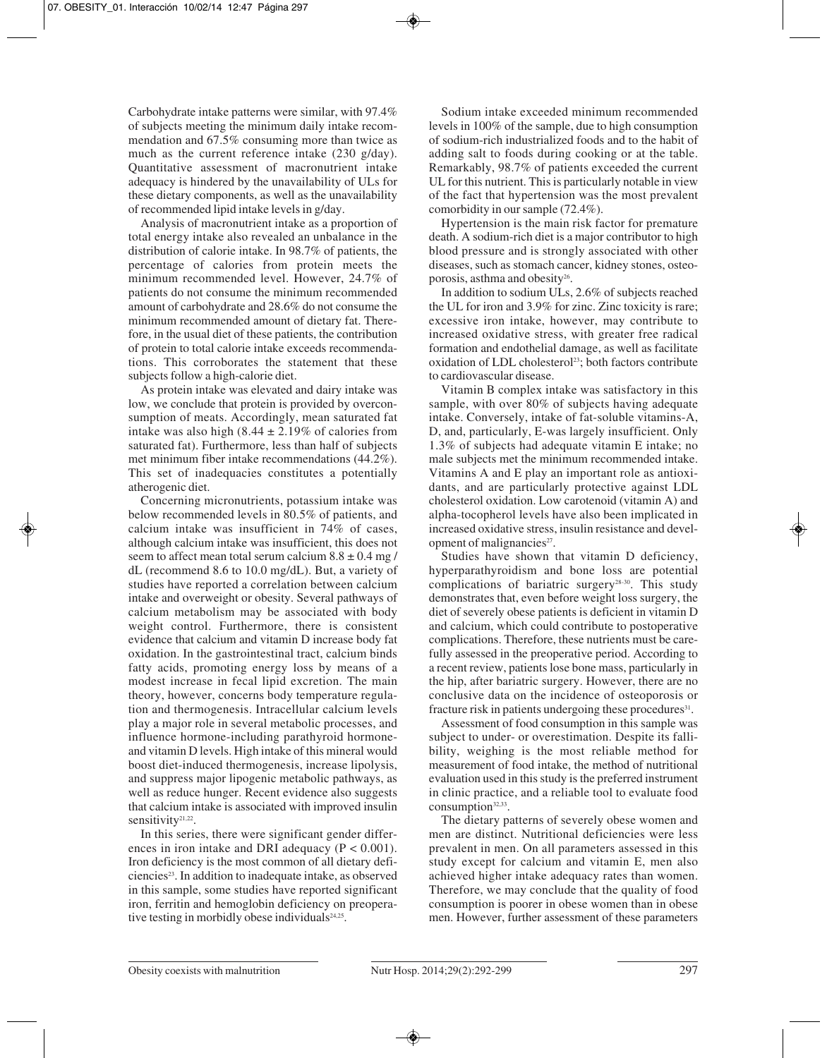Carbohydrate intake patterns were similar, with 97.4% of subjects meeting the minimum daily intake recommendation and 67.5% consuming more than twice as much as the current reference intake (230 g/day). Quantitative assessment of macronutrient intake adequacy is hindered by the unavailability of ULs for these dietary components, as well as the unavailability of recommended lipid intake levels in g/day.

Analysis of macronutrient intake as a proportion of total energy intake also revealed an unbalance in the distribution of calorie intake. In 98.7% of patients, the percentage of calories from protein meets the minimum recommended level. However, 24.7% of patients do not consume the minimum recommended amount of carbohydrate and 28.6% do not consume the minimum recommended amount of dietary fat. Therefore, in the usual diet of these patients, the contribution of protein to total calorie intake exceeds recommendations. This corroborates the statement that these subjects follow a high-calorie diet.

As protein intake was elevated and dairy intake was low, we conclude that protein is provided by overconsumption of meats. Accordingly, mean saturated fat intake was also high ($8.44 \pm 2.19$% of calories from saturated fat). Furthermore, less than half of subjects met minimum fiber intake recommendations (44.2%). This set of inadequacies constitutes a potentially atherogenic diet.

Concerning micronutrients, potassium intake was below recommended levels in 80.5% of patients, and calcium intake was insufficient in 74% of cases, although calcium intake was insufficient, this does not seem to affect mean total serum calcium $8.8 \pm 0.4$ mg / dL (recommend 8.6 to 10.0 mg/dL). But, a variety of studies have reported a correlation between calcium intake and overweight or obesity. Several pathways of calcium metabolism may be associated with body weight control. Furthermore, there is consistent evidence that calcium and vitamin D increase body fat oxidation. In the gastrointestinal tract, calcium binds fatty acids, promoting energy loss by means of a modest increase in fecal lipid excretion. The main theory, however, concerns body temperature regulation and thermogenesis. Intracellular calcium levels play a major role in several metabolic processes, and influence hormone-including parathyroid hormone- and vitamin D levels. High intake of this mineral would boost diet-induced thermogenesis, increase lipolysis, and suppress major lipogenic metabolic pathways, as well as reduce hunger. Recent evidence also suggests that calcium intake is associated with improved insulin sensitivity[21,22].

In this series, there were significant gender differences in iron intake and DRI adequacy ($P < 0.001$). Iron deficiency is the most common of all dietary deficiencies[23]. In addition to inadequate intake, as observed in this sample, some studies have reported significant iron, ferritin and hemoglobin deficiency on preoperative testing in morbidly obese individuals[24,25].

Sodium intake exceeded minimum recommended levels in 100% of the sample, due to high consumption of sodium-rich industrialized foods and to the habit of adding salt to foods during cooking or at the table. Remarkably, 98.7% of patients exceeded the current UL for this nutrient. This is particularly notable in view of the fact that hypertension was the most prevalent comorbidity in our sample (72.4%).

Hypertension is the main risk factor for premature death. A sodium-rich diet is a major contributor to high blood pressure and is strongly associated with other diseases, such as stomach cancer, kidney stones, osteoporosis, asthma and obesity[26].

In addition to sodium ULs, 2.6% of subjects reached the UL for iron and 3.9% for zinc. Zinc toxicity is rare; excessive iron intake, however, may contribute to increased oxidative stress, with greater free radical formation and endothelial damage, as well as facilitate oxidation of LDL cholesterol[23]; both factors contribute to cardiovascular disease.

Vitamin B complex intake was satisfactory in this sample, with over 80% of subjects having adequate intake. Conversely, intake of fat-soluble vitamins-A, D, and, particularly, E-was largely insufficient. Only 1.3% of subjects had adequate vitamin E intake; no male subjects met the minimum recommended intake. Vitamins A and E play an important role as antioxidants, and are particularly protective against LDL cholesterol oxidation. Low carotenoid (vitamin A) and alpha-tocopherol levels have also been implicated in increased oxidative stress, insulin resistance and development of malignancies[27].

Studies have shown that vitamin D deficiency, hyperparathyroidism and bone loss are potential complications of bariatric surgery[28-30]. This study demonstrates that, even before weight loss surgery, the diet of severely obese patients is deficient in vitamin D and calcium, which could contribute to postoperative complications. Therefore, these nutrients must be carefully assessed in the preoperative period. According to a recent review, patients lose bone mass, particularly in the hip, after bariatric surgery. However, there are no conclusive data on the incidence of osteoporosis or fracture risk in patients undergoing these procedures[31].

Assessment of food consumption in this sample was subject to under- or overestimation. Despite its fallibility, weighing is the most reliable method for measurement of food intake, the method of nutritional evaluation used in this study is the preferred instrument in clinic practice, and a reliable tool to evaluate food consumption[32,33].

The dietary patterns of severely obese women and men are distinct. Nutritional deficiencies were less prevalent in men. On all parameters assessed in this study except for calcium and vitamin E, men also achieved higher intake adequacy rates than women. Therefore, we may conclude that the quality of food consumption is poorer in obese women than in obese men. However, further assessment of these parameters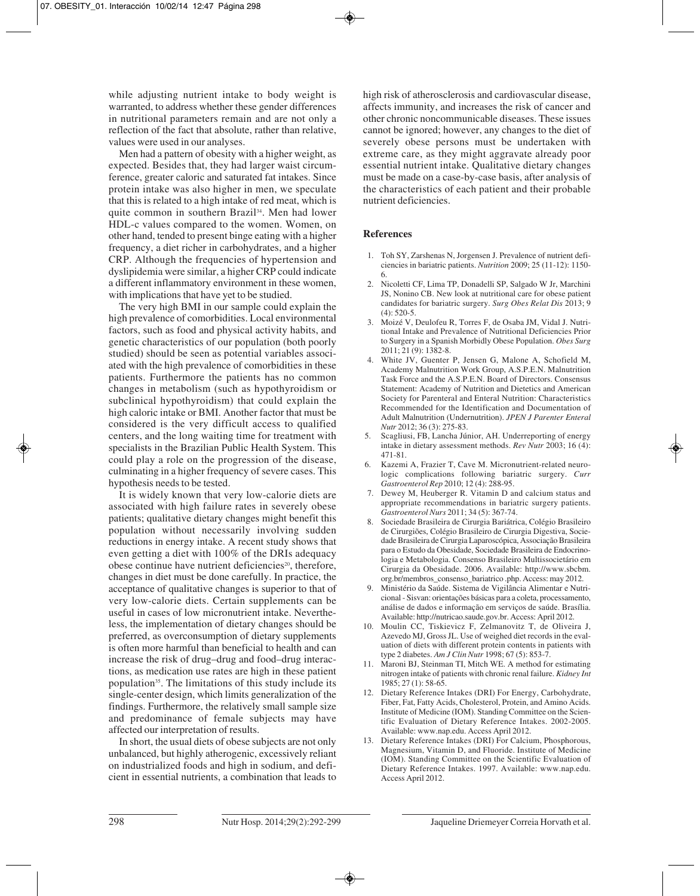while adjusting nutrient intake to body weight is warranted, to address whether these gender differences in nutritional parameters remain and are not only a reflection of the fact that absolute, rather than relative, values were used in our analyses.

Men had a pattern of obesity with a higher weight, as expected. Besides that, they had larger waist circumference, greater caloric and saturated fat intakes. Since protein intake was also higher in men, we speculate that this is related to a high intake of red meat, which is quite common in southern Brazil[34]. Men had lower HDL-c values compared to the women. Women, on other hand, tended to present binge eating with a higher frequency, a diet richer in carbohydrates, and a higher CRP. Although the frequencies of hypertension and dyslipidemia were similar, a higher CRP could indicate a different inflammatory environment in these women, with implications that have yet to be studied.

The very high BMI in our sample could explain the high prevalence of comorbidities. Local environmental factors, such as food and physical activity habits, and genetic characteristics of our population (both poorly studied) should be seen as potential variables associated with the high prevalence of comorbidities in these patients. Furthermore the patients has no common changes in metabolism (such as hypothyroidism or subclinical hypothyroidism) that could explain the high caloric intake or BMI. Another factor that must be considered is the very difficult access to qualified centers, and the long waiting time for treatment with specialists in the Brazilian Public Health System. This could play a role on the progression of the disease, culminating in a higher frequency of severe cases. This hypothesis needs to be tested.

It is widely known that very low-calorie diets are associated with high failure rates in severely obese patients; qualitative dietary changes might benefit this population without necessarily involving sudden reductions in energy intake. A recent study shows that even getting a diet with 100% of the DRIs adequacy obese continue have nutrient deficiencies[20], therefore, changes in diet must be done carefully. In practice, the acceptance of qualitative changes is superior to that of very low-calorie diets. Certain supplements can be useful in cases of low micronutrient intake. Nevertheless, the implementation of dietary changes should be preferred, as overconsumption of dietary supplements is often more harmful than beneficial to health and can increase the risk of drug–drug and food–drug interactions, as medication use rates are high in these patient population[35]. The limitations of this study include its single-center design, which limits generalization of the findings. Furthermore, the relatively small sample size and predominance of female subjects may have affected our interpretation of results.

In short, the usual diets of obese subjects are not only unbalanced, but highly atherogenic, excessively reliant on industrialized foods and high in sodium, and deficient in essential nutrients, a combination that leads to high risk of atherosclerosis and cardiovascular disease, affects immunity, and increases the risk of cancer and other chronic noncommunicable diseases. These issues cannot be ignored; however, any changes to the diet of severely obese persons must be undertaken with extreme care, as they might aggravate already poor essential nutrient intake. Qualitative dietary changes must be made on a case-by-case basis, after analysis of the characteristics of each patient and their probable nutrient deficiencies.

## References

1. Toh SY, Zarshenas N, Jorgensen J. Prevalence of nutrient deficiencies in bariatric patients. *Nutrition* 2009; 25 (11-12): 1150-6.
2. Nicoletti CF, Lima TP, Donadelli SP, Salgado W Jr, Marchini JS, Nonino CB. New look at nutritional care for obese patient candidates for bariatric surgery. *Surg Obes Relat Dis* 2013; 9 (4): 520-5.
3. Moizé V, Deulofeu R, Torres F, de Osaba JM, Vidal J. Nutritional Intake and Prevalence of Nutritional Deficiencies Prior to Surgery in a Spanish Morbidly Obese Population. *Obes Surg* 2011; 21 (9): 1382-8.
4. White JV, Guenter P, Jensen G, Malone A, Schofield M, Academy Malnutrition Work Group, A.S.P.E.N. Malnutrition Task Force and the A.S.P.E.N. Board of Directors. Consensus Statement: Academy of Nutrition and Dietetics and American Society for Parenteral and Enteral Nutrition: Characteristics Recommended for the Identification and Documentation of Adult Malnutrition (Undernutrition). *JPEN J Parenter Enteral Nutr* 2012; 36 (3): 275-83.
5. Scagliusi, FB, Lancha Júnior, AH. Underreporting of energy intake in dietary assessment methods. *Rev Nutr* 2003; 16 (4): 471-81.
6. Kazemi A, Frazier T, Cave M. Micronutrient-related neurologic complications following bariatric surgery. *Curr Gastroenterol Rep* 2010; 12 (4): 288-95.
7. Dewey M, Heuberger R. Vitamin D and calcium status and appropriate recommendations in bariatric surgery patients. *Gastroenterol Nurs* 2011; 34 (5): 367-74.
8. Sociedade Brasileira de Cirurgia Bariátrica, Colégio Brasileiro de Cirurgiões, Colégio Brasileiro de Cirurgia Digestiva, Sociedade Brasileira de Cirurgia Laparoscópica, Associação Brasileira para o Estudo da Obesidade, Sociedade Brasileira de Endocrinologia e Metabologia. Consenso Brasileiro Multissocietário em Cirurgia da Obesidade. 2006. Available: http://www.sbcbm.org.br/membros_consenso_bariatrico .php. Access: may 2012.
9. Ministério da Saúde. Sistema de Vigilância Alimentar e Nutricional - Sisvan: orientações básicas para a coleta, processamento, análise de dados e informação em serviços de saúde. Brasília. Available: http://nutricao.saude.gov.br. Access: April 2012.
10. Moulin CC, Tiskievicz F, Zelmanovitz T, de Oliveira J, Azevedo MJ, Gross JL. Use of weighed diet records in the evaluation of diets with different protein contents in patients with type 2 diabetes. *Am J Clin Nutr* 1998; 67 (5): 853-7.
11. Maroni BJ, Steinman TI, Mitch WE. A method for estimating nitrogen intake of patients with chronic renal failure. *Kidney Int* 1985; 27 (1): 58-65.
12. Dietary Reference Intakes (DRI) For Energy, Carbohydrate, Fiber, Fat, Fatty Acids, Cholesterol, Protein, and Amino Acids. Institute of Medicine (IOM). Standing Committee on the Scientific Evaluation of Dietary Reference Intakes. 2002-2005. Available: www.nap.edu. Access April 2012.
13. Dietary Reference Intakes (DRI) For Calcium, Phosphorous, Magnesium, Vitamin D, and Fluoride. Institute of Medicine (IOM). Standing Committee on the Scientific Evaluation of Dietary Reference Intakes. 1997. Available: www.nap.edu. Access April 2012.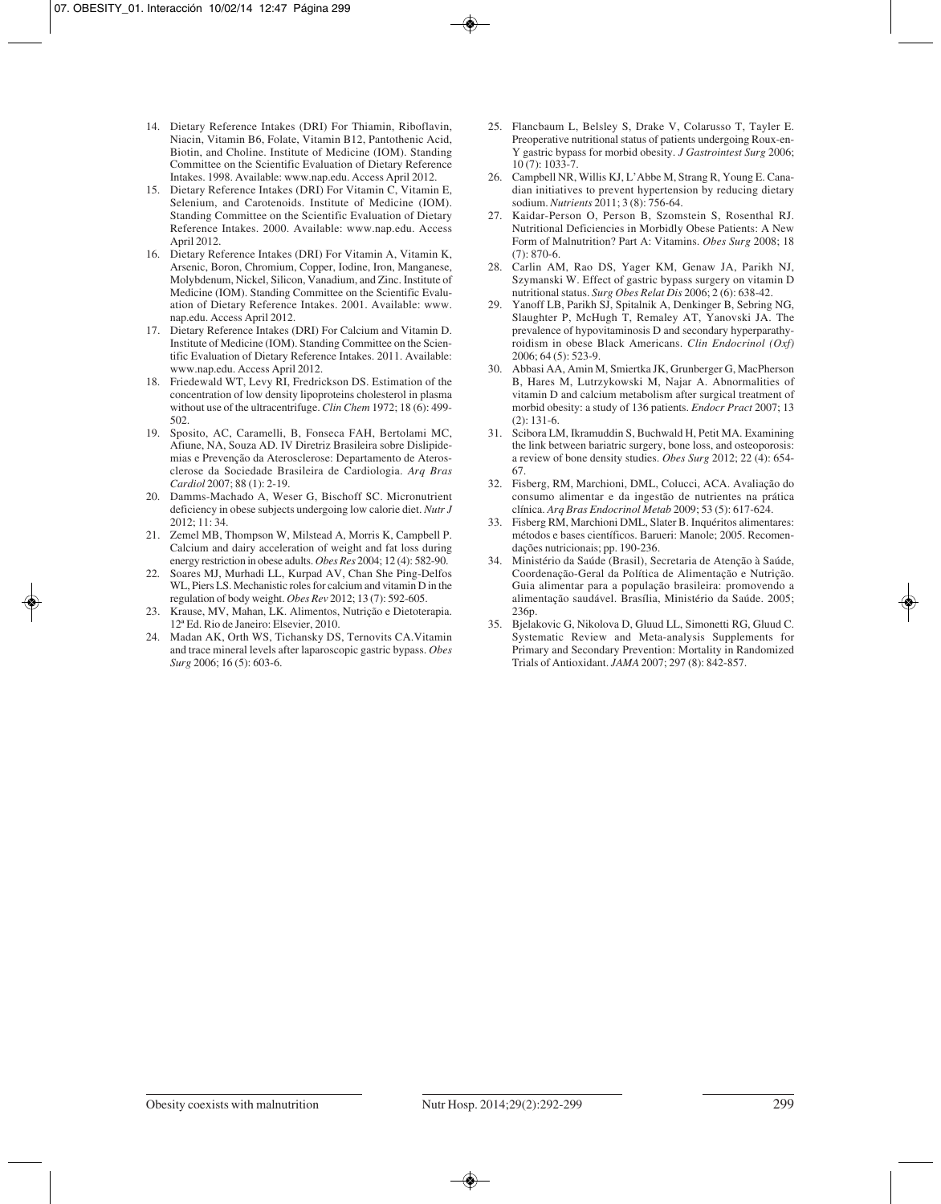14. Dietary Reference Intakes (DRI) For Thiamin, Riboflavin, Niacin, Vitamin B6, Folate, Vitamin B12, Pantothenic Acid, Biotin, and Choline. Institute of Medicine (IOM). Standing Committee on the Scientific Evaluation of Dietary Reference Intakes. 1998. Available: www.nap.edu. Access April 2012.
15. Dietary Reference Intakes (DRI) For Vitamin C, Vitamin E, Selenium, and Carotenoids. Institute of Medicine (IOM). Standing Committee on the Scientific Evaluation of Dietary Reference Intakes. 2000. Available: www.nap.edu. Access April 2012.
16. Dietary Reference Intakes (DRI) For Vitamin A, Vitamin K, Arsenic, Boron, Chromium, Copper, Iodine, Iron, Manganese, Molybdenum, Nickel, Silicon, Vanadium, and Zinc. Institute of Medicine (IOM). Standing Committee on the Scientific Evaluation of Dietary Reference Intakes. 2001. Available: www.nap.edu. Access April 2012.
17. Dietary Reference Intakes (DRI) For Calcium and Vitamin D. Institute of Medicine (IOM). Standing Committee on the Scientific Evaluation of Dietary Reference Intakes. 2011. Available: www.nap.edu. Access April 2012.
18. Friedewald WT, Levy RI, Fredrickson DS. Estimation of the concentration of low density lipoproteins cholesterol in plasma without use of the ultracentrifuge. *Clin Chem* 1972; 18 (6): 499-502.
19. Sposito, AC, Caramelli, B, Fonseca FAH, Bertolami MC, Afiune, NA, Souza AD. IV Diretriz Brasileira sobre Dislipidemias e Prevenção da Aterosclerose: Departamento de Aterosclerose da Sociedade Brasileira de Cardiologia. *Arq Bras Cardiol* 2007; 88 (1): 2-19.
20. Damms-Machado A, Weser G, Bischoff SC. Micronutrient deficiency in obese subjects undergoing low calorie diet. *Nutr J* 2012; 11: 34.
21. Zemel MB, Thompson W, Milstead A, Morris K, Campbell P. Calcium and dairy acceleration of weight and fat loss during energy restriction in obese adults. *Obes Res* 2004; 12 (4): 582-90.
22. Soares MJ, Murhadi LL, Kurpad AV, Chan She Ping-Delfos WL, Piers LS. Mechanistic roles for calcium and vitamin D in the regulation of body weight. *Obes Rev* 2012; 13 (7): 592-605.
23. Krause, MV, Mahan, LK. Alimentos, Nutrição e Dietoterapia. 12ª Ed. Rio de Janeiro: Elsevier, 2010.
24. Madan AK, Orth WS, Tichansky DS, Ternovits CA.Vitamin and trace mineral levels after laparoscopic gastric bypass. *Obes Surg* 2006; 16 (5): 603-6.
25. Flancbaum L, Belsley S, Drake V, Colarusso T, Tayler E. Preoperative nutritional status of patients undergoing Roux-en-Y gastric bypass for morbid obesity. *J Gastrointest Surg* 2006; 10 (7): 1033-7.
26. Campbell NR, Willis KJ, L'Abbe M, Strang R, Young E. Canadian initiatives to prevent hypertension by reducing dietary sodium. *Nutrients* 2011; 3 (8): 756-64.
27. Kaidar-Person O, Person B, Szomstein S, Rosenthal RJ. Nutritional Deficiencies in Morbidly Obese Patients: A New Form of Malnutrition? Part A: Vitamins. *Obes Surg* 2008; 18 (7): 870-6.
28. Carlin AM, Rao DS, Yager KM, Genaw JA, Parikh NJ, Szymanski W. Effect of gastric bypass surgery on vitamin D nutritional status. *Surg Obes Relat Dis* 2006; 2 (6): 638-42.
29. Yanoff LB, Parikh SJ, Spitalnik A, Denkinger B, Sebring NG, Slaughter P, McHugh T, Remaley AT, Yanovski JA. The prevalence of hypovitaminosis D and secondary hyperparathyroidism in obese Black Americans. *Clin Endocrinol (Oxf)* 2006; 64 (5): 523-9.
30. Abbasi AA, Amin M, Smiertka JK, Grunberger G, MacPherson B, Hares M, Lutrzykowski M, Najar A. Abnormalities of vitamin D and calcium metabolism after surgical treatment of morbid obesity: a study of 136 patients. *Endocr Pract* 2007; 13 (2): 131-6.
31. Scibora LM, Ikramuddin S, Buchwald H, Petit MA. Examining the link between bariatric surgery, bone loss, and osteoporosis: a review of bone density studies. *Obes Surg* 2012; 22 (4): 654-67.
32. Fisberg, RM, Marchioni, DML, Colucci, ACA. Avaliação do consumo alimentar e da ingestão de nutrientes na prática clínica. *Arq Bras Endocrinol Metab* 2009; 53 (5): 617-624.
33. Fisberg RM, Marchioni DML, Slater B. Inquéritos alimentares: métodos e bases científicos. Barueri: Manole; 2005. Recomendações nutricionais; pp. 190-236.
34. Ministério da Saúde (Brasil), Secretaria de Atenção à Saúde, Coordenação-Geral da Política de Alimentação e Nutrição. Guia alimentar para a população brasileira: promovendo a alimentação saudável. Brasília, Ministério da Saúde. 2005; 236p.
35. Bjelakovic G, Nikolova D, Gluud LL, Simonetti RG, Gluud C. Systematic Review and Meta-analysis Supplements for Primary and Secondary Prevention: Mortality in Randomized Trials of Antioxidant. *JAMA* 2007; 297 (8): 842-857.